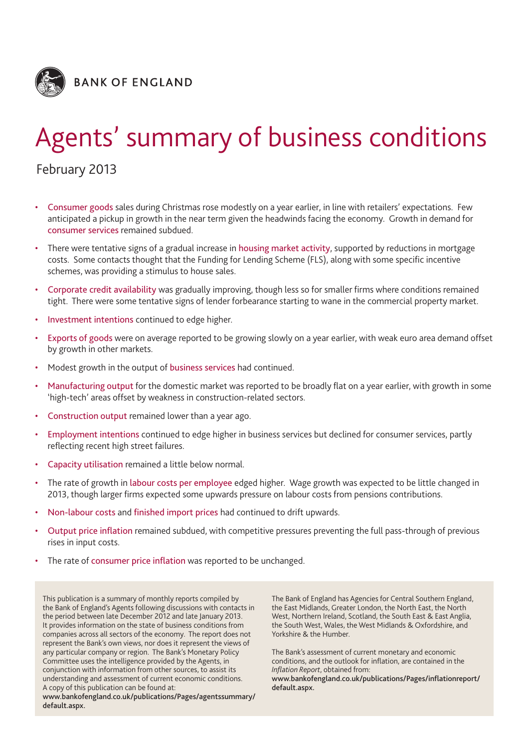BANK OF ENGLAND

# Agents' summary of business conditions

February 2013

- Consumer goods sales during Christmas rose modestly on a year earlier, in line with retailers' expectations. Few anticipated a pickup in growth in the near term given the headwinds facing the economy. Growth in demand for consumer services remained subdued.
- There were tentative signs of a gradual increase in housing market activity, supported by reductions in mortgage costs. Some contacts thought that the Funding for Lending Scheme (FLS), along with some specific incentive schemes, was providing a stimulus to house sales.
- Corporate credit availability was gradually improving, though less so for smaller firms where conditions remained tight. There were some tentative signs of lender forbearance starting to wane in the commercial property market.
- Investment intentions continued to edge higher.
- Exports of goods were on average reported to be growing slowly on a year earlier, with weak euro area demand offset by growth in other markets.
- Modest growth in the output of business services had continued.
- Manufacturing output for the domestic market was reported to be broadly flat on a year earlier, with growth in some 'high-tech' areas offset by weakness in construction-related sectors.
- Construction output remained lower than a year ago.
- Employment intentions continued to edge higher in business services but declined for consumer services, partly reflecting recent high street failures.
- Capacity utilisation remained a little below normal.
- The rate of growth in labour costs per employee edged higher. Wage growth was expected to be little changed in 2013, though larger firms expected some upwards pressure on labour costs from pensions contributions.
- Non-labour costs and finished import prices had continued to drift upwards.
- Output price inflation remained subdued, with competitive pressures preventing the full pass-through of previous rises in input costs.
- The rate of consumer price inflation was reported to be unchanged.

This publication is a summary of monthly reports compiled by the Bank of England's Agents following discussions with contacts in the period between late December 2012 and late January 2013. It provides information on the state of business conditions from companies across all sectors of the economy. The report does not represent the Bank's own views, nor does it represent the views of any particular company or region. The Bank's Monetary Policy Committee uses the intelligence provided by the Agents, in conjunction with information from other sources, to assist its understanding and assessment of current economic conditions. A copy of this publication can be found at:
**www.bankofengland.co.uk/publications/Pages/agentssummary/default.aspx.**

The Bank of England has Agencies for Central Southern England, the East Midlands, Greater London, the North East, the North West, Northern Ireland, Scotland, the South East & East Anglia, the South West, Wales, the West Midlands & Oxfordshire, and Yorkshire & the Humber.

The Bank's assessment of current monetary and economic conditions, and the outlook for inflation, are contained in the *Inflation Report*, obtained from:
**www.bankofengland.co.uk/publications/Pages/inflationreport/default.aspx.**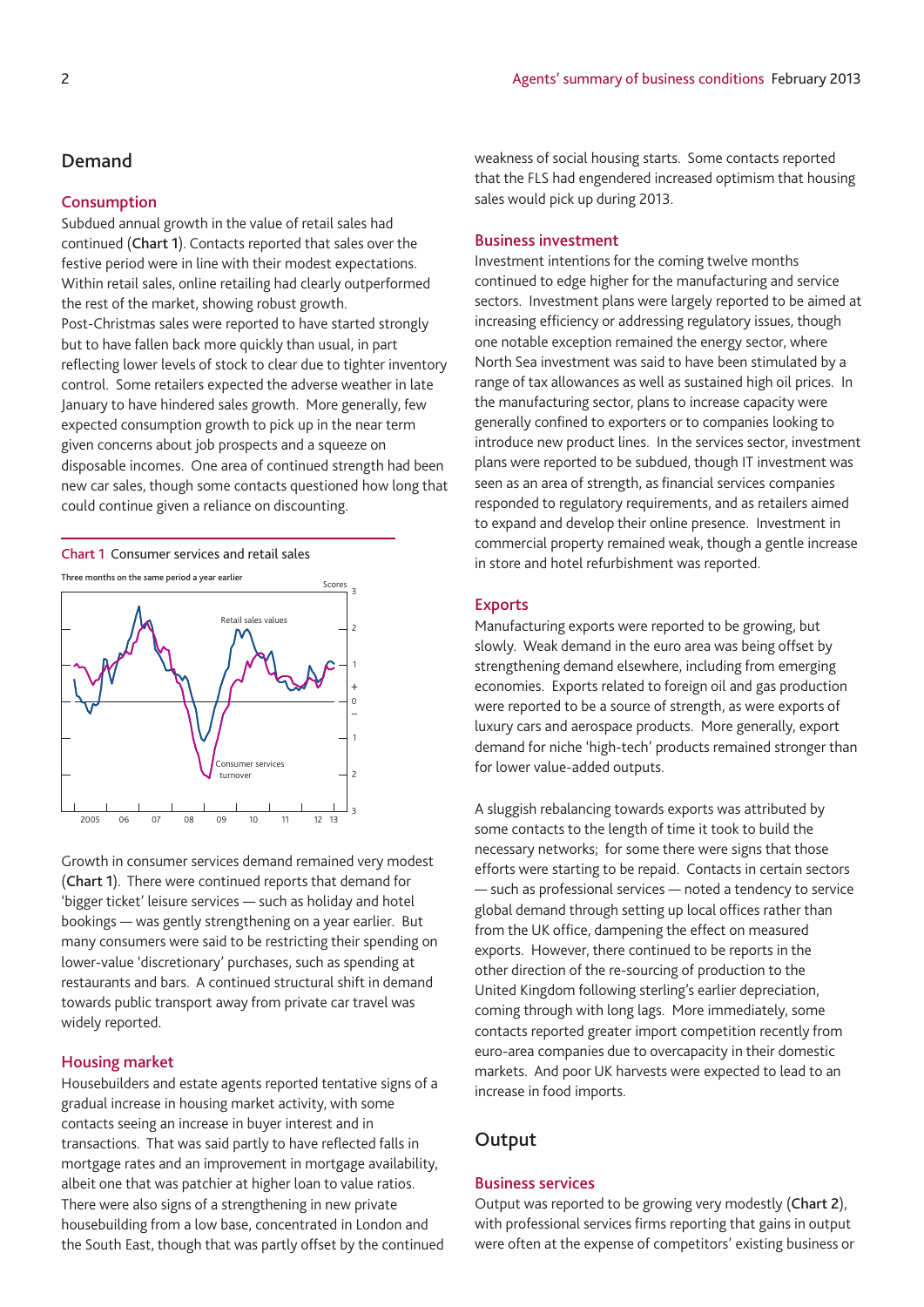## Demand

### Consumption

Subdued annual growth in the value of retail sales had continued (**Chart 1**). Contacts reported that sales over the festive period were in line with their modest expectations. Within retail sales, online retailing had clearly outperformed the rest of the market, showing robust growth. Post-Christmas sales were reported to have started strongly but to have fallen back more quickly than usual, in part reflecting lower levels of stock to clear due to tighter inventory control. Some retailers expected the adverse weather in late January to have hindered sales growth. More generally, few expected consumption growth to pick up in the near term given concerns about job prospects and a squeeze on disposable incomes. One area of continued strength had been new car sales, though some contacts questioned how long that could continue given a reliance on discounting.

**Chart 1** Consumer services and retail sales

Three months on the same period a year earlier

Growth in consumer services demand remained very modest (**Chart 1**). There were continued reports that demand for 'bigger ticket' leisure services — such as holiday and hotel bookings — was gently strengthening on a year earlier. But many consumers were said to be restricting their spending on lower-value 'discretionary' purchases, such as spending at restaurants and bars. A continued structural shift in demand towards public transport away from private car travel was widely reported.

### Housing market

Housebuilders and estate agents reported tentative signs of a gradual increase in housing market activity, with some contacts seeing an increase in buyer interest and in transactions. That was said partly to have reflected falls in mortgage rates and an improvement in mortgage availability, albeit one that was patchier at higher loan to value ratios. There were also signs of a strengthening in new private housebuilding from a low base, concentrated in London and the South East, though that was partly offset by the continued weakness of social housing starts. Some contacts reported that the FLS had engendered increased optimism that housing sales would pick up during 2013.

### Business investment

Investment intentions for the coming twelve months continued to edge higher for the manufacturing and service sectors. Investment plans were largely reported to be aimed at increasing efficiency or addressing regulatory issues, though one notable exception remained the energy sector, where North Sea investment was said to have been stimulated by a range of tax allowances as well as sustained high oil prices. In the manufacturing sector, plans to increase capacity were generally confined to exporters or to companies looking to introduce new product lines. In the services sector, investment plans were reported to be subdued, though IT investment was seen as an area of strength, as financial services companies responded to regulatory requirements, and as retailers aimed to expand and develop their online presence. Investment in commercial property remained weak, though a gentle increase in store and hotel refurbishment was reported.

### Exports

Manufacturing exports were reported to be growing, but slowly. Weak demand in the euro area was being offset by strengthening demand elsewhere, including from emerging economies. Exports related to foreign oil and gas production were reported to be a source of strength, as were exports of luxury cars and aerospace products. More generally, export demand for niche 'high-tech' products remained stronger than for lower value-added outputs.

A sluggish rebalancing towards exports was attributed by some contacts to the length of time it took to build the necessary networks; for some there were signs that those efforts were starting to be repaid. Contacts in certain sectors — such as professional services — noted a tendency to service global demand through setting up local offices rather than from the UK office, dampening the effect on measured exports. However, there continued to be reports in the other direction of the re-sourcing of production to the United Kingdom following sterling's earlier depreciation, coming through with long lags. More immediately, some contacts reported greater import competition recently from euro-area companies due to overcapacity in their domestic markets. And poor UK harvests were expected to lead to an increase in food imports.

## Output

### Business services

Output was reported to be growing very modestly (**Chart 2**), with professional services firms reporting that gains in output were often at the expense of competitors' existing business or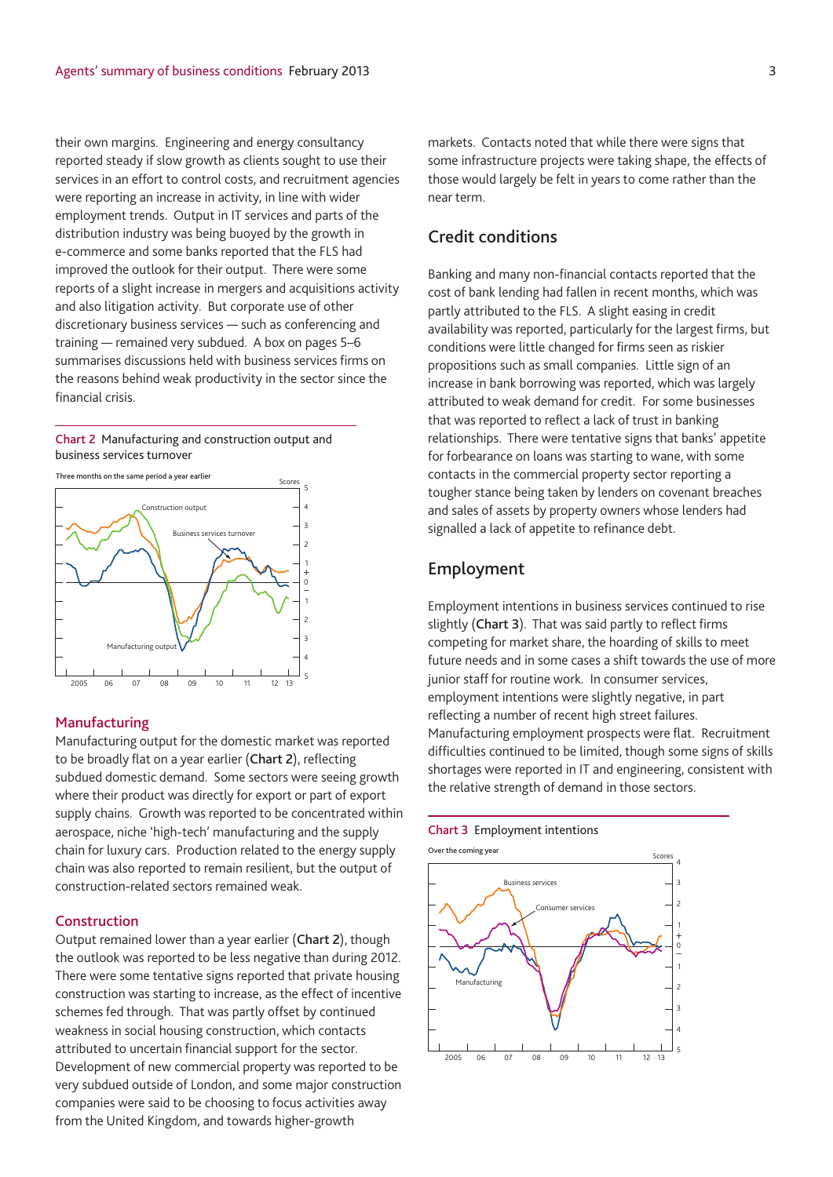their own margins. Engineering and energy consultancy reported steady if slow growth as clients sought to use their services in an effort to control costs, and recruitment agencies were reporting an increase in activity, in line with wider employment trends. Output in IT services and parts of the distribution industry was being buoyed by the growth in e-commerce and some banks reported that the FLS had improved the outlook for their output. There were some reports of a slight increase in mergers and acquisitions activity and also litigation activity. But corporate use of other discretionary business services — such as conferencing and training — remained very subdued. A box on pages 5–6 summarises discussions held with business services firms on the reasons behind weak productivity in the sector since the financial crisis.

**Chart 2** Manufacturing and construction output and business services turnover

Three months on the same period a year earlier

### Manufacturing

Manufacturing output for the domestic market was reported to be broadly flat on a year earlier (**Chart 2**), reflecting subdued domestic demand. Some sectors were seeing growth where their product was directly for export or part of export supply chains. Growth was reported to be concentrated within aerospace, niche 'high-tech' manufacturing and the supply chain for luxury cars. Production related to the energy supply chain was also reported to remain resilient, but the output of construction-related sectors remained weak.

### Construction

Output remained lower than a year earlier (**Chart 2**), though the outlook was reported to be less negative than during 2012. There were some tentative signs reported that private housing construction was starting to increase, as the effect of incentive schemes fed through. That was partly offset by continued weakness in social housing construction, which contacts attributed to uncertain financial support for the sector. Development of new commercial property was reported to be very subdued outside of London, and some major construction companies were said to be choosing to focus activities away from the United Kingdom, and towards higher-growth markets. Contacts noted that while there were signs that some infrastructure projects were taking shape, the effects of those would largely be felt in years to come rather than the near term.

## Credit conditions

Banking and many non-financial contacts reported that the cost of bank lending had fallen in recent months, which was partly attributed to the FLS. A slight easing in credit availability was reported, particularly for the largest firms, but conditions were little changed for firms seen as riskier propositions such as small companies. Little sign of an increase in bank borrowing was reported, which was largely attributed to weak demand for credit. For some businesses that was reported to reflect a lack of trust in banking relationships. There were tentative signs that banks' appetite for forbearance on loans was starting to wane, with some contacts in the commercial property sector reporting a tougher stance being taken by lenders on covenant breaches and sales of assets by property owners whose lenders had signalled a lack of appetite to refinance debt.

## Employment

Employment intentions in business services continued to rise slightly (**Chart 3**). That was said partly to reflect firms competing for market share, the hoarding of skills to meet future needs and in some cases a shift towards the use of more junior staff for routine work. In consumer services, employment intentions were slightly negative, in part reflecting a number of recent high street failures. Manufacturing employment prospects were flat. Recruitment difficulties continued to be limited, though some signs of skills shortages were reported in IT and engineering, consistent with the relative strength of demand in those sectors.

**Chart 3** Employment intentions

Over the coming year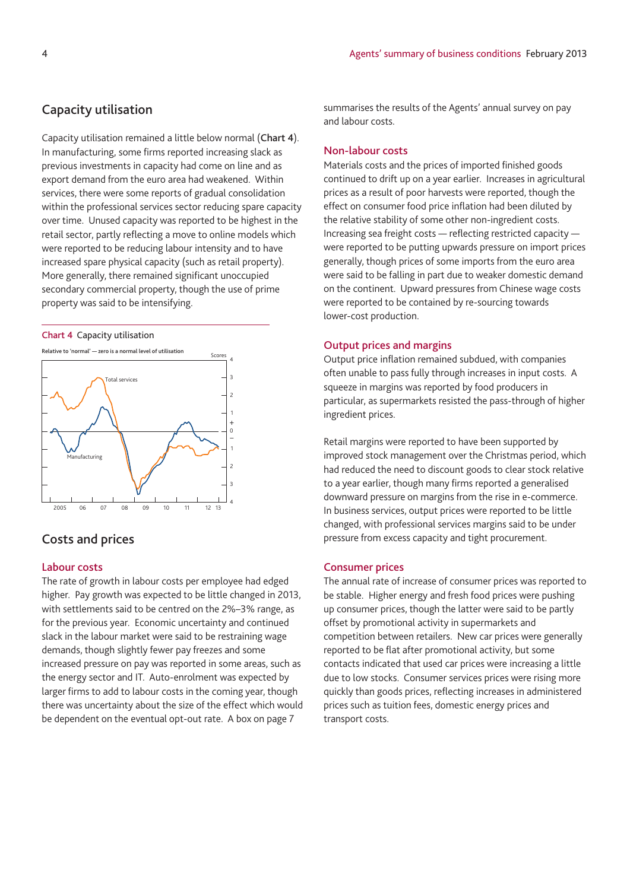## Capacity utilisation

Capacity utilisation remained a little below normal (**Chart 4**). In manufacturing, some firms reported increasing slack as previous investments in capacity had come on line and as export demand from the euro area had weakened. Within services, there were some reports of gradual consolidation within the professional services sector reducing spare capacity over time. Unused capacity was reported to be highest in the retail sector, partly reflecting a move to online models which were reported to be reducing labour intensity and to have increased spare physical capacity (such as retail property). More generally, there remained significant unoccupied secondary commercial property, though the use of prime property was said to be intensifying.

**Chart 4** Capacity utilisation

Relative to 'normal' — zero is a normal level of utilisation

## Costs and prices

### Labour costs

The rate of growth in labour costs per employee had edged higher. Pay growth was expected to be little changed in 2013, with settlements said to be centred on the 2%–3% range, as for the previous year. Economic uncertainty and continued slack in the labour market were said to be restraining wage demands, though slightly fewer pay freezes and some increased pressure on pay was reported in some areas, such as the energy sector and IT. Auto-enrolment was expected by larger firms to add to labour costs in the coming year, though there was uncertainty about the size of the effect which would be dependent on the eventual opt-out rate. A box on page 7 summarises the results of the Agents' annual survey on pay and labour costs.

### Non-labour costs

Materials costs and the prices of imported finished goods continued to drift up on a year earlier. Increases in agricultural prices as a result of poor harvests were reported, though the effect on consumer food price inflation had been diluted by the relative stability of some other non-ingredient costs. Increasing sea freight costs — reflecting restricted capacity — were reported to be putting upwards pressure on import prices generally, though prices of some imports from the euro area were said to be falling in part due to weaker domestic demand on the continent. Upward pressures from Chinese wage costs were reported to be contained by re-sourcing towards lower-cost production.

### Output prices and margins

Output price inflation remained subdued, with companies often unable to pass fully through increases in input costs. A squeeze in margins was reported by food producers in particular, as supermarkets resisted the pass-through of higher ingredient prices.

Retail margins were reported to have been supported by improved stock management over the Christmas period, which had reduced the need to discount goods to clear stock relative to a year earlier, though many firms reported a generalised downward pressure on margins from the rise in e-commerce. In business services, output prices were reported to be little changed, with professional services margins said to be under pressure from excess capacity and tight procurement.

### Consumer prices

The annual rate of increase of consumer prices was reported to be stable. Higher energy and fresh food prices were pushing up consumer prices, though the latter were said to be partly offset by promotional activity in supermarkets and competition between retailers. New car prices were generally reported to be flat after promotional activity, but some contacts indicated that used car prices were increasing a little due to low stocks. Consumer services prices were rising more quickly than goods prices, reflecting increases in administered prices such as tuition fees, domestic energy prices and transport costs.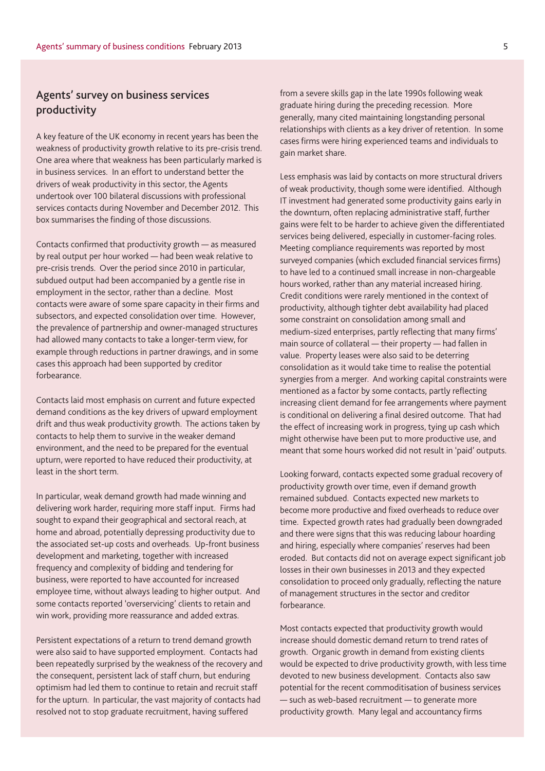## Agents' survey on business services productivity

A key feature of the UK economy in recent years has been the weakness of productivity growth relative to its pre-crisis trend. One area where that weakness has been particularly marked is in business services. In an effort to understand better the drivers of weak productivity in this sector, the Agents undertook over 100 bilateral discussions with professional services contacts during November and December 2012. This box summarises the finding of those discussions.

Contacts confirmed that productivity growth — as measured by real output per hour worked — had been weak relative to pre-crisis trends. Over the period since 2010 in particular, subdued output had been accompanied by a gentle rise in employment in the sector, rather than a decline. Most contacts were aware of some spare capacity in their firms and subsectors, and expected consolidation over time. However, the prevalence of partnership and owner-managed structures had allowed many contacts to take a longer-term view, for example through reductions in partner drawings, and in some cases this approach had been supported by creditor forbearance.

Contacts laid most emphasis on current and future expected demand conditions as the key drivers of upward employment drift and thus weak productivity growth. The actions taken by contacts to help them to survive in the weaker demand environment, and the need to be prepared for the eventual upturn, were reported to have reduced their productivity, at least in the short term.

In particular, weak demand growth had made winning and delivering work harder, requiring more staff input. Firms had sought to expand their geographical and sectoral reach, at home and abroad, potentially depressing productivity due to the associated set-up costs and overheads. Up-front business development and marketing, together with increased frequency and complexity of bidding and tendering for business, were reported to have accounted for increased employee time, without always leading to higher output. And some contacts reported 'overservicing' clients to retain and win work, providing more reassurance and added extras.

Persistent expectations of a return to trend demand growth were also said to have supported employment. Contacts had been repeatedly surprised by the weakness of the recovery and the consequent, persistent lack of staff churn, but enduring optimism had led them to continue to retain and recruit staff for the upturn. In particular, the vast majority of contacts had resolved not to stop graduate recruitment, having suffered from a severe skills gap in the late 1990s following weak graduate hiring during the preceding recession. More generally, many cited maintaining longstanding personal relationships with clients as a key driver of retention. In some cases firms were hiring experienced teams and individuals to gain market share.

Less emphasis was laid by contacts on more structural drivers of weak productivity, though some were identified. Although IT investment had generated some productivity gains early in the downturn, often replacing administrative staff, further gains were felt to be harder to achieve given the differentiated services being delivered, especially in customer-facing roles. Meeting compliance requirements was reported by most surveyed companies (which excluded financial services firms) to have led to a continued small increase in non-chargeable hours worked, rather than any material increased hiring. Credit conditions were rarely mentioned in the context of productivity, although tighter debt availability had placed some constraint on consolidation among small and medium-sized enterprises, partly reflecting that many firms' main source of collateral — their property — had fallen in value. Property leases were also said to be deterring consolidation as it would take time to realise the potential synergies from a merger. And working capital constraints were mentioned as a factor by some contacts, partly reflecting increasing client demand for fee arrangements where payment is conditional on delivering a final desired outcome. That had the effect of increasing work in progress, tying up cash which might otherwise have been put to more productive use, and meant that some hours worked did not result in 'paid' outputs.

Looking forward, contacts expected some gradual recovery of productivity growth over time, even if demand growth remained subdued. Contacts expected new markets to become more productive and fixed overheads to reduce over time. Expected growth rates had gradually been downgraded and there were signs that this was reducing labour hoarding and hiring, especially where companies' reserves had been eroded. But contacts did not on average expect significant job losses in their own businesses in 2013 and they expected consolidation to proceed only gradually, reflecting the nature of management structures in the sector and creditor forbearance.

Most contacts expected that productivity growth would increase should domestic demand return to trend rates of growth. Organic growth in demand from existing clients would be expected to drive productivity growth, with less time devoted to new business development. Contacts also saw potential for the recent commoditisation of business services — such as web-based recruitment — to generate more productivity growth. Many legal and accountancy firms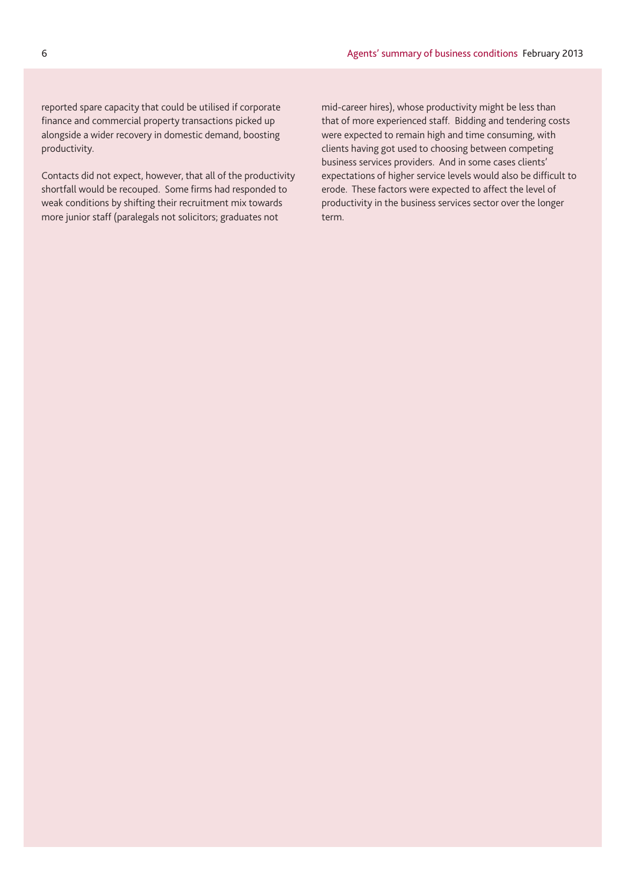reported spare capacity that could be utilised if corporate finance and commercial property transactions picked up alongside a wider recovery in domestic demand, boosting productivity.

Contacts did not expect, however, that all of the productivity shortfall would be recouped. Some firms had responded to weak conditions by shifting their recruitment mix towards more junior staff (paralegals not solicitors; graduates not mid-career hires), whose productivity might be less than that of more experienced staff. Bidding and tendering costs were expected to remain high and time consuming, with clients having got used to choosing between competing business services providers. And in some cases clients' expectations of higher service levels would also be difficult to erode. These factors were expected to affect the level of productivity in the business services sector over the longer term.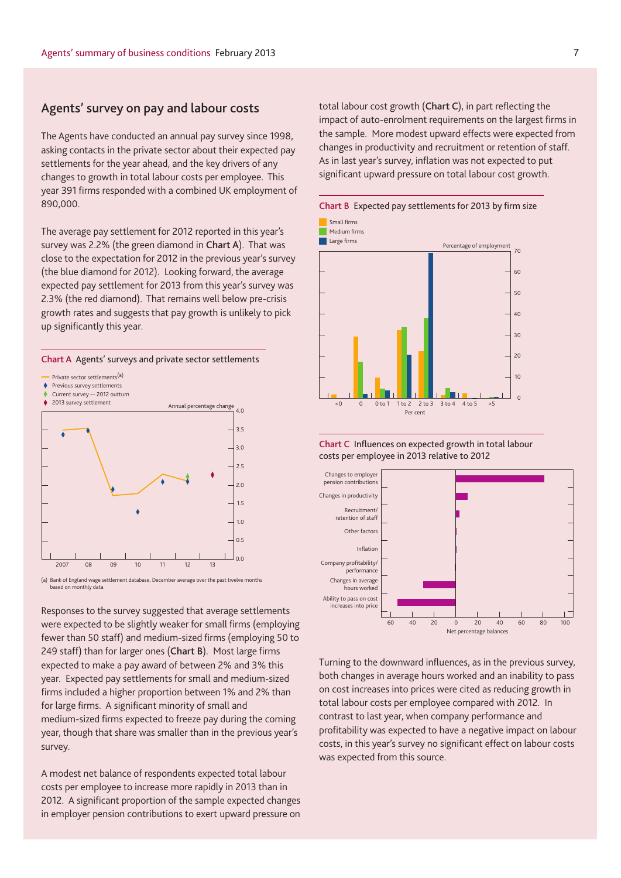## Agents' survey on pay and labour costs

The Agents have conducted an annual pay survey since 1998, asking contacts in the private sector about their expected pay settlements for the year ahead, and the key drivers of any changes to growth in total labour costs per employee. This year 391 firms responded with a combined UK employment of 890,000.

The average pay settlement for 2012 reported in this year's survey was 2.2% (the green diamond in **Chart A**). That was close to the expectation for 2012 in the previous year's survey (the blue diamond for 2012). Looking forward, the average expected pay settlement for 2013 from this year's survey was 2.3% (the red diamond). That remains well below pre-crisis growth rates and suggests that pay growth is unlikely to pick up significantly this year.

**Chart A** Agents' surveys and private sector settlements

Private sector settlements[(a)]
Previous survey settlements
Current survey — 2012 outturn
2013 survey settlement

Annual percentage change

4.0
3.5
3.0
2.5
2.0
1.5
1.0
0.5
0.0

2007 08 09 10 11 12 13

(a) Bank of England wage settlement database, December average over the past twelve months based on monthly data.

Responses to the survey suggested that average settlements were expected to be slightly weaker for small firms (employing fewer than 50 staff) and medium-sized firms (employing 50 to 249 staff) than for larger ones (**Chart B**). Most large firms expected to make a pay award of between 2% and 3% this year. Expected pay settlements for small and medium-sized firms included a higher proportion between 1% and 2% than for large firms. A significant minority of small and medium-sized firms expected to freeze pay during the coming year, though that share was smaller than in the previous year's survey.

A modest net balance of respondents expected total labour costs per employee to increase more rapidly in 2013 than in 2012. A significant proportion of the sample expected changes in employer pension contributions to exert upward pressure on total labour cost growth (**Chart C**), in part reflecting the impact of auto-enrolment requirements on the largest firms in the sample. More modest upward effects were expected from changes in productivity and recruitment or retention of staff. As in last year's survey, inflation was not expected to put significant upward pressure on total labour cost growth.

**Chart B** Expected pay settlements for 2013 by firm size

Small firms
Medium firms
Large firms

Percentage of employment

70
60
50
40
30
20
10
0

<0 0 0 to 1 1 to 2 2 to 3 3 to 4 4 to 5 >5

Per cent

**Chart C** Influences on expected growth in total labour costs per employee in 2013 relative to 2012

Changes to employer pension contributions
Changes in productivity
Recruitment/retention of staff
Other factors
Inflation
Company profitability/performance
Changes in average hours worked
Ability to pass on cost increases into price

60 40 20 0 20 40 60 80 100

Net percentage balances

Turning to the downward influences, as in the previous survey, both changes in average hours worked and an inability to pass on cost increases into prices were cited as reducing growth in total labour costs per employee compared with 2012. In contrast to last year, when company performance and profitability was expected to have a negative impact on labour costs, in this year's survey no significant effect on labour costs was expected from this source.